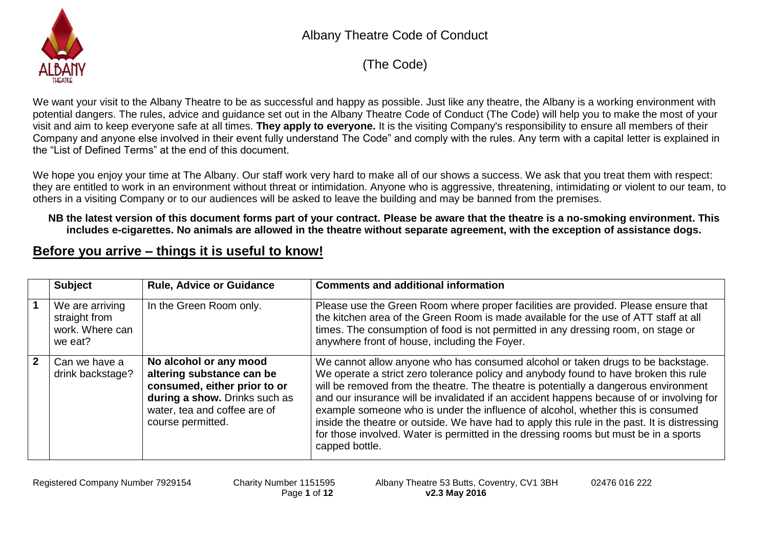# Albany Theatre Code of Conduct

(The Code)

We want your visit to the Albany Theatre to be as successful and happy as possible. Just like any theatre, the Albany is a working environment with potential dangers. The rules, advice and guidance set out in the Albany Theatre Code of Conduct (The Code) will help you to make the most of your visit and aim to keep everyone safe at all times. **They apply to everyone.** It is the visiting Company's responsibility to ensure all members of their Company and anyone else involved in their event fully understand The Code" and comply with the rules. Any term with a capital letter is explained in the "List of Defined Terms" at the end of this document.

We hope you enjoy your time at The Albany. Our staff work very hard to make all of our shows a success. We ask that you treat them with respect: they are entitled to work in an environment without threat or intimidation. Anyone who is aggressive, threatening, intimidating or violent to our team, to others in a visiting Company or to our audiences will be asked to leave the building and may be banned from the premises.

**NB the latest version of this document forms part of your contract. Please be aware that the theatre is a no-smoking environment. This includes e-cigarettes. No animals are allowed in the theatre without separate agreement, with the exception of assistance dogs.**

## Before you arrive – things it is useful to know!

| | Subject | Rule, Advice or Guidance | Comments and additional information |
|---|---|---|---|
| 1 | We are arriving straight from work. Where can we eat? | In the Green Room only. | Please use the Green Room where proper facilities are provided. Please ensure that the kitchen area of the Green Room is made available for the use of ATT staff at all times. The consumption of food is not permitted in any dressing room, on stage or anywhere front of house, including the Foyer. |
| 2 | Can we have a drink backstage? | **No alcohol or any mood altering substance can be consumed, either prior to or during a show.** Drinks such as water, tea and coffee are of course permitted. | We cannot allow anyone who has consumed alcohol or taken drugs to be backstage. We operate a strict zero tolerance policy and anybody found to have broken this rule will be removed from the theatre. The theatre is potentially a dangerous environment and our insurance will be invalidated if an accident happens because of or involving for example someone who is under the influence of alcohol, whether this is consumed inside the theatre or outside. We have had to apply this rule in the past. It is distressing for those involved. Water is permitted in the dressing rooms but must be in a sports capped bottle. |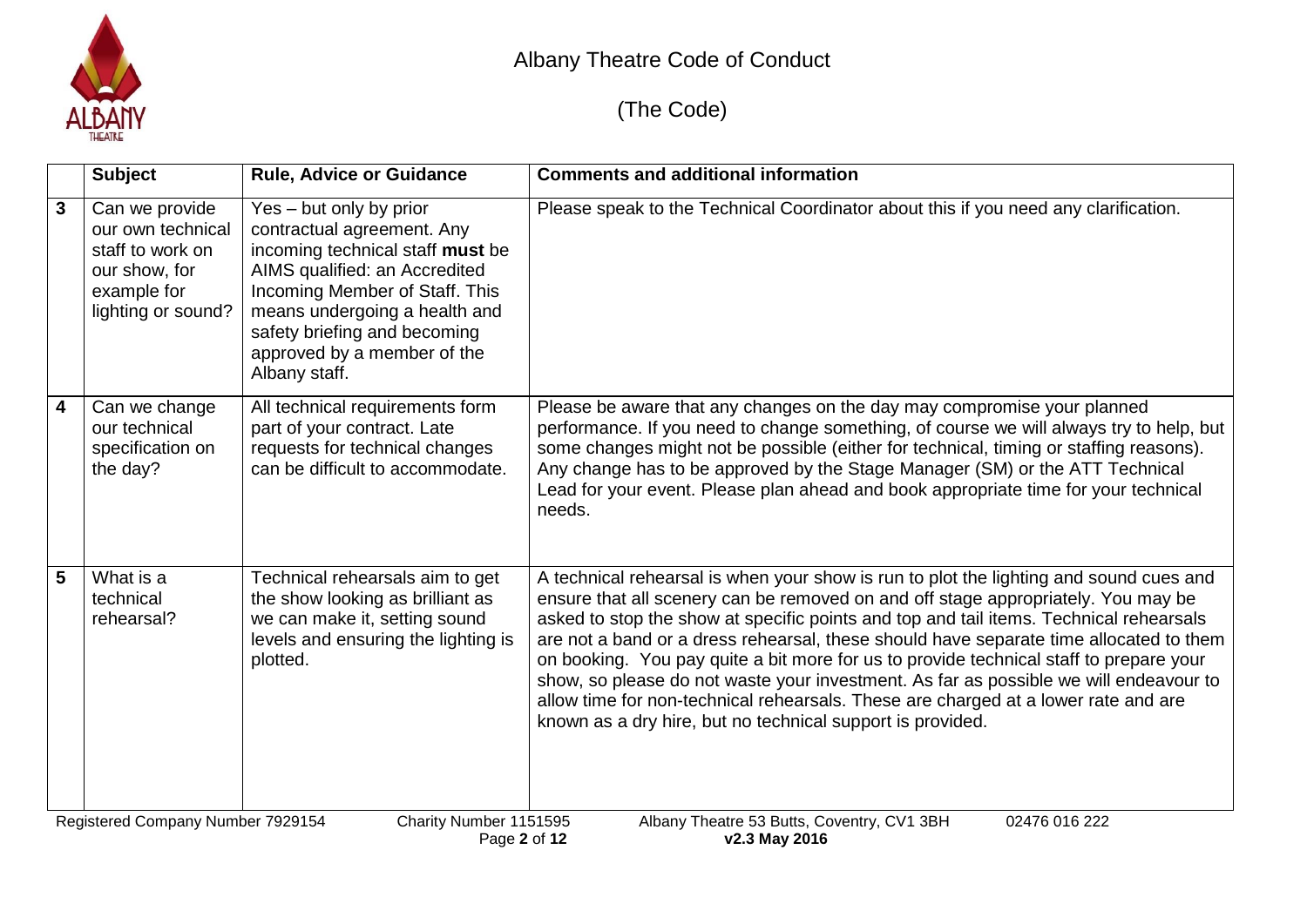| | Subject | Rule, Advice or Guidance | Comments and additional information |
|---|---|---|---|
| **3** | Can we provide our own technical staff to work on our show, for example for lighting or sound? | Yes – but only by prior contractual agreement. Any incoming technical staff **must** be AIMS qualified: an Accredited Incoming Member of Staff. This means undergoing a health and safety briefing and becoming approved by a member of the Albany staff. | Please speak to the Technical Coordinator about this if you need any clarification. |
| **4** | Can we change our technical specification on the day? | All technical requirements form part of your contract. Late requests for technical changes can be difficult to accommodate. | Please be aware that any changes on the day may compromise your planned performance. If you need to change something, of course we will always try to help, but some changes might not be possible (either for technical, timing or staffing reasons). Any change has to be approved by the Stage Manager (SM) or the ATT Technical Lead for your event. Please plan ahead and book appropriate time for your technical needs. |
| **5** | What is a technical rehearsal? | Technical rehearsals aim to get the show looking as brilliant as we can make it, setting sound levels and ensuring the lighting is plotted. | A technical rehearsal is when your show is run to plot the lighting and sound cues and ensure that all scenery can be removed on and off stage appropriately. You may be asked to stop the show at specific points and top and tail items. Technical rehearsals are not a band or a dress rehearsal, these should have separate time allocated to them on booking. You pay quite a bit more for us to provide technical staff to prepare your show, so please do not waste your investment. As far as possible we will endeavour to allow time for non-technical rehearsals. These are charged at a lower rate and are known as a dry hire, but no technical support is provided. |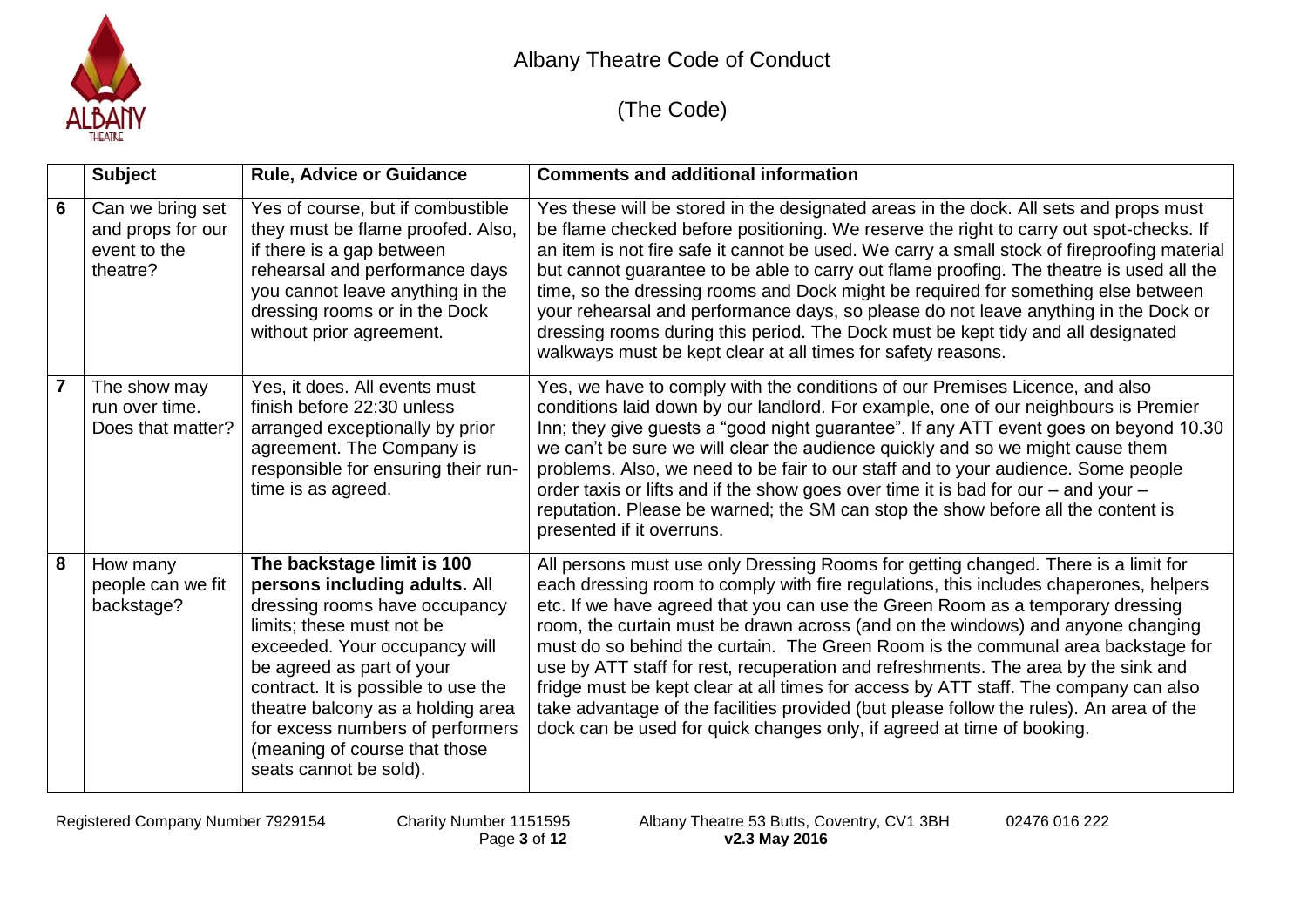# Albany Theatre Code of Conduct

(The Code)

| | Subject | Rule, Advice or Guidance | Comments and additional information |
|---|---|---|---|
| 6 | Can we bring set and props for our event to the theatre? | Yes of course, but if combustible they must be flame proofed. Also, if there is a gap between rehearsal and performance days you cannot leave anything in the dressing rooms or in the Dock without prior agreement. | Yes these will be stored in the designated areas in the dock. All sets and props must be flame checked before positioning. We reserve the right to carry out spot-checks. If an item is not fire safe it cannot be used. We carry a small stock of fireproofing material but cannot guarantee to be able to carry out flame proofing. The theatre is used all the time, so the dressing rooms and Dock might be required for something else between your rehearsal and performance days, so please do not leave anything in the Dock or dressing rooms during this period. The Dock must be kept tidy and all designated walkways must be kept clear at all times for safety reasons. |
| 7 | The show may run over time. Does that matter? | Yes, it does. All events must finish before 22:30 unless arranged exceptionally by prior agreement. The Company is responsible for ensuring their run-time is as agreed. | Yes, we have to comply with the conditions of our Premises Licence, and also conditions laid down by our landlord. For example, one of our neighbours is Premier Inn; they give guests a "good night guarantee". If any ATT event goes on beyond 10.30 we can't be sure we will clear the audience quickly and so we might cause them problems. Also, we need to be fair to our staff and to your audience. Some people order taxis or lifts and if the show goes over time it is bad for our – and your – reputation. Please be warned; the SM can stop the show before all the content is presented if it overruns. |
| 8 | How many people can we fit backstage? | **The backstage limit is 100 persons including adults.** All dressing rooms have occupancy limits; these must not be exceeded. Your occupancy will be agreed as part of your contract. It is possible to use the theatre balcony as a holding area for excess numbers of performers (meaning of course that those seats cannot be sold). | All persons must use only Dressing Rooms for getting changed. There is a limit for each dressing room to comply with fire regulations, this includes chaperones, helpers etc. If we have agreed that you can use the Green Room as a temporary dressing room, the curtain must be drawn across (and on the windows) and anyone changing must do so behind the curtain. The Green Room is the communal area backstage for use by ATT staff for rest, recuperation and refreshments. The area by the sink and fridge must be kept clear at all times for access by ATT staff. The company can also take advantage of the facilities provided (but please follow the rules). An area of the dock can be used for quick changes only, if agreed at time of booking. |

Registered Company Number 7929154 | Charity Number 1151595 | Albany Theatre 53 Butts, Coventry, CV1 3BH | 02476 016 222

**v2.3 May 2016**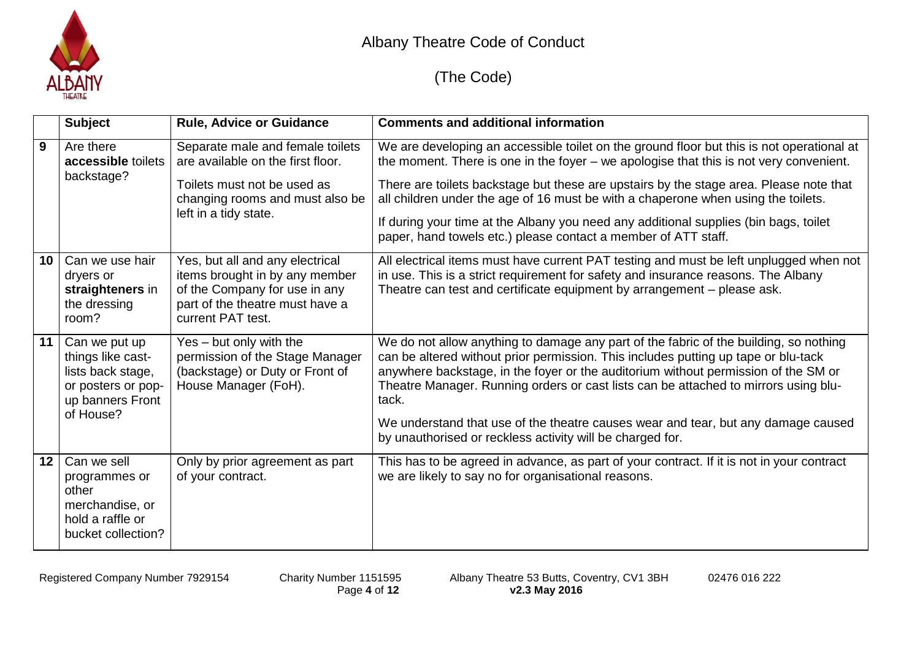# Albany Theatre Code of Conduct

(The Code)

| | Subject | Rule, Advice or Guidance | Comments and additional information |
|---|---|---|---|
| 9 | Are there **accessible** toilets backstage? | Separate male and female toilets are available on the first floor.<br><br>Toilets must not be used as changing rooms and must also be left in a tidy state. | We are developing an accessible toilet on the ground floor but this is not operational at the moment. There is one in the foyer – we apologise that this is not very convenient.<br><br>There are toilets backstage but these are upstairs by the stage area. Please note that all children under the age of 16 must be with a chaperone when using the toilets.<br><br>If during your time at the Albany you need any additional supplies (bin bags, toilet paper, hand towels etc.) please contact a member of ATT staff. |
| 10 | Can we use hair dryers or **straighteners** in the dressing room? | Yes, but all and any electrical items brought in by any member of the Company for use in any part of the theatre must have a current PAT test. | All electrical items must have current PAT testing and must be left unplugged when not in use. This is a strict requirement for safety and insurance reasons. The Albany Theatre can test and certificate equipment by arrangement – please ask. |
| 11 | Can we put up things like cast-lists back stage, or posters or pop-up banners Front of House? | Yes – but only with the permission of the Stage Manager (backstage) or Duty or Front of House Manager (FoH). | We do not allow anything to damage any part of the fabric of the building, so nothing can be altered without prior permission. This includes putting up tape or blu-tack anywhere backstage, in the foyer or the auditorium without permission of the SM or Theatre Manager. Running orders or cast lists can be attached to mirrors using blu-tack.<br><br>We understand that use of the theatre causes wear and tear, but any damage caused by unauthorised or reckless activity will be charged for. |
| 12 | Can we sell programmes or other merchandise, or hold a raffle or bucket collection? | Only by prior agreement as part of your contract. | This has to be agreed in advance, as part of your contract. If it is not in your contract we are likely to say no for organisational reasons. |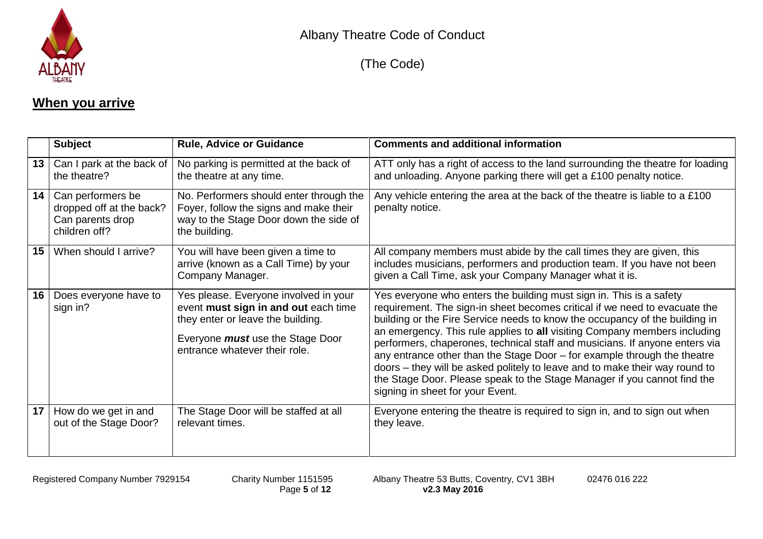## When you arrive

| | Subject | Rule, Advice or Guidance | Comments and additional information |
|---|---|---|---|
| 13 | Can I park at the back of the theatre? | No parking is permitted at the back of the theatre at any time. | ATT only has a right of access to the land surrounding the theatre for loading and unloading. Anyone parking there will get a £100 penalty notice. |
| 14 | Can performers be dropped off at the back? Can parents drop children off? | No. Performers should enter through the Foyer, follow the signs and make their way to the Stage Door down the side of the building. | Any vehicle entering the area at the back of the theatre is liable to a £100 penalty notice. |
| 15 | When should I arrive? | You will have been given a time to arrive (known as a Call Time) by your Company Manager. | All company members must abide by the call times they are given, this includes musicians, performers and production team. If you have not been given a Call Time, ask your Company Manager what it is. |
| 16 | Does everyone have to sign in? | Yes please. Everyone involved in your event **must sign in and out** each time they enter or leave the building.<br><br>Everyone ***must*** use the Stage Door entrance whatever their role. | Yes everyone who enters the building must sign in. This is a safety requirement. The sign-in sheet becomes critical if we need to evacuate the building or the Fire Service needs to know the occupancy of the building in an emergency. This rule applies to **all** visiting Company members including performers, chaperones, technical staff and musicians. If anyone enters via any entrance other than the Stage Door – for example through the theatre doors – they will be asked politely to leave and to make their way round to the Stage Door. Please speak to the Stage Manager if you cannot find the signing in sheet for your Event. |
| 17 | How do we get in and out of the Stage Door? | The Stage Door will be staffed at all relevant times. | Everyone entering the theatre is required to sign in, and to sign out when they leave. |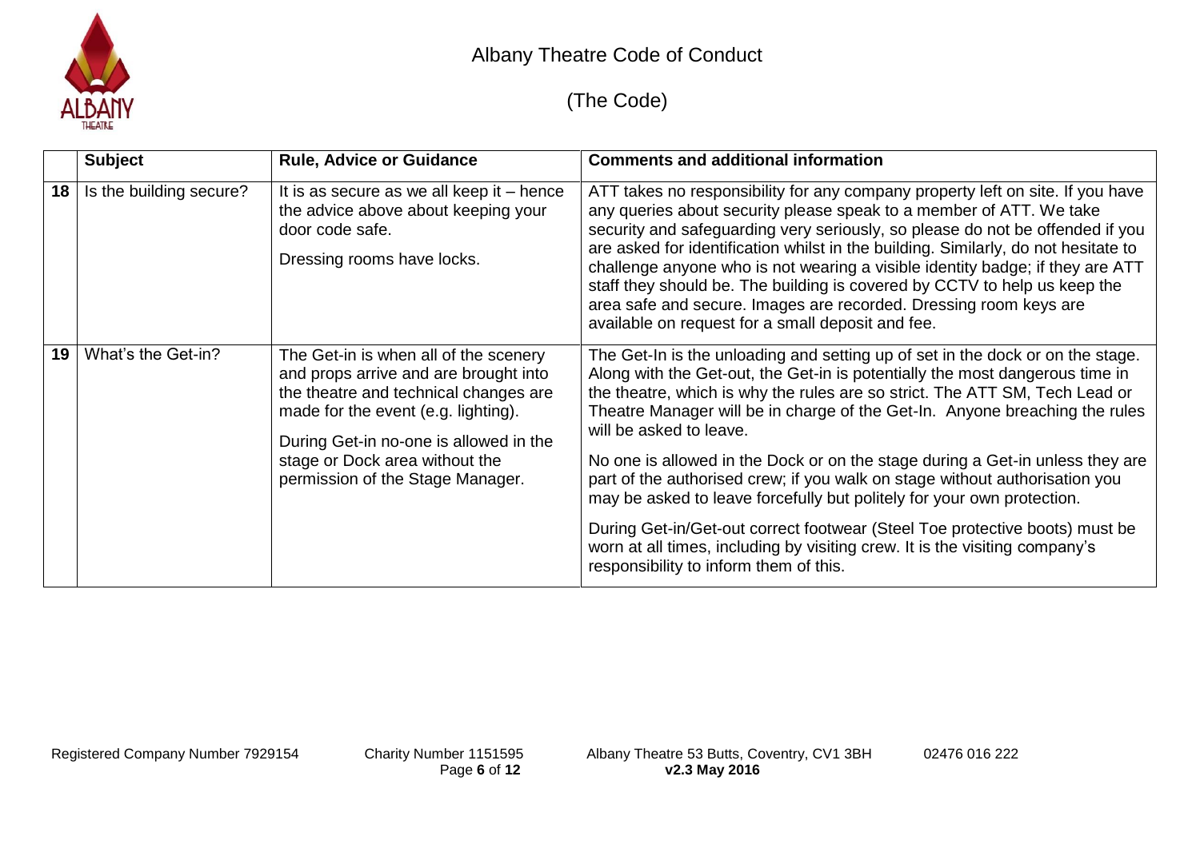|  | Subject | Rule, Advice or Guidance | Comments and additional information |
|---|---|---|---|
| 18 | Is the building secure? | It is as secure as we all keep it – hence the advice above about keeping your door code safe.<br><br>Dressing rooms have locks. | ATT takes no responsibility for any company property left on site. If you have any queries about security please speak to a member of ATT. We take security and safeguarding very seriously, so please do not be offended if you are asked for identification whilst in the building. Similarly, do not hesitate to challenge anyone who is not wearing a visible identity badge; if they are ATT staff they should be. The building is covered by CCTV to help us keep the area safe and secure. Images are recorded. Dressing room keys are available on request for a small deposit and fee. |
| 19 | What's the Get-in? | The Get-in is when all of the scenery and props arrive and are brought into the theatre and technical changes are made for the event (e.g. lighting).<br><br>During Get-in no-one is allowed in the stage or Dock area without the permission of the Stage Manager. | The Get-In is the unloading and setting up of set in the dock or on the stage. Along with the Get-out, the Get-in is potentially the most dangerous time in the theatre, which is why the rules are so strict. The ATT SM, Tech Lead or Theatre Manager will be in charge of the Get-In. Anyone breaching the rules will be asked to leave.<br><br>No one is allowed in the Dock or on the stage during a Get-in unless they are part of the authorised crew; if you walk on stage without authorisation you may be asked to leave forcefully but politely for your own protection.<br><br>During Get-in/Get-out correct footwear (Steel Toe protective boots) must be worn at all times, including by visiting crew. It is the visiting company's responsibility to inform them of this. |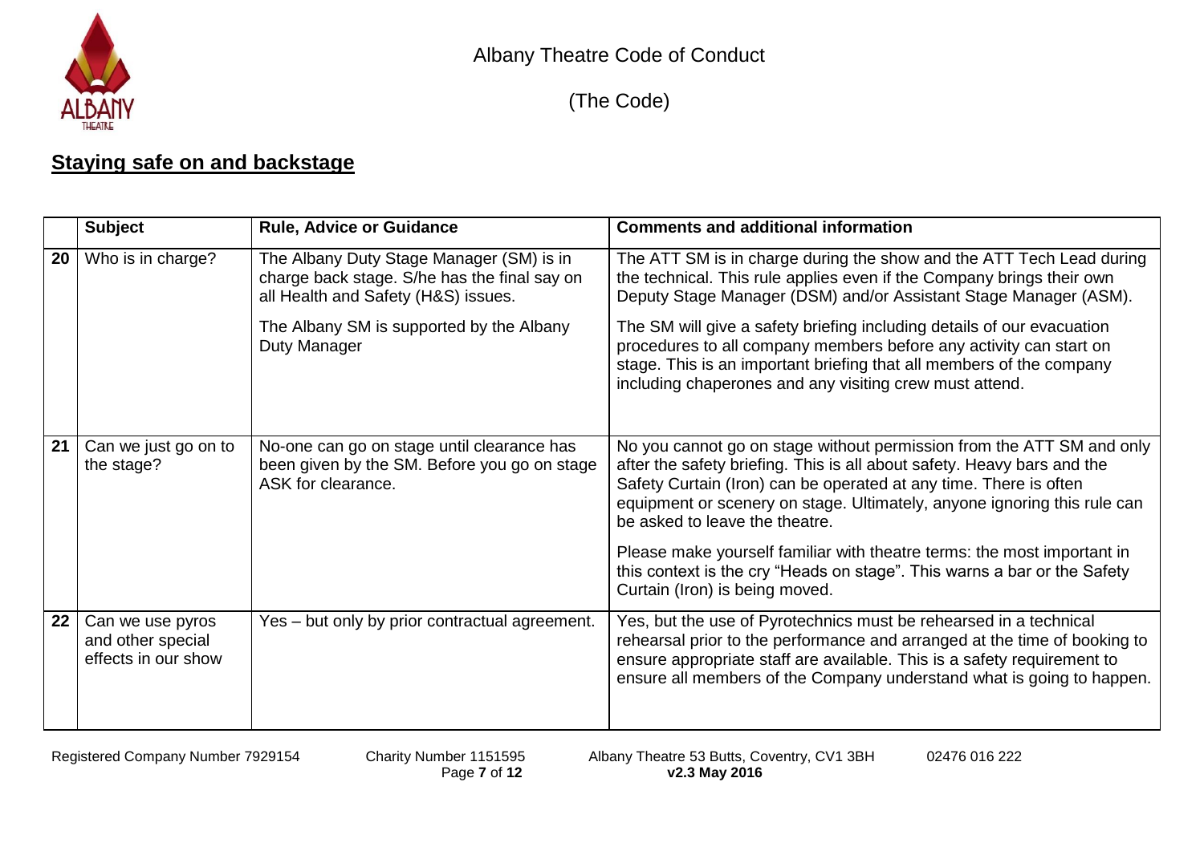## Staying safe on and backstage

| | Subject | Rule, Advice or Guidance | Comments and additional information |
|---|---|---|---|
| 20 | Who is in charge? | The Albany Duty Stage Manager (SM) is in charge back stage. S/he has the final say on all Health and Safety (H&S) issues.<br><br>The Albany SM is supported by the Albany Duty Manager | The ATT SM is in charge during the show and the ATT Tech Lead during the technical. This rule applies even if the Company brings their own Deputy Stage Manager (DSM) and/or Assistant Stage Manager (ASM).<br><br>The SM will give a safety briefing including details of our evacuation procedures to all company members before any activity can start on stage. This is an important briefing that all members of the company including chaperones and any visiting crew must attend. |
| 21 | Can we just go on to the stage? | No-one can go on stage until clearance has been given by the SM. Before you go on stage ASK for clearance. | No you cannot go on stage without permission from the ATT SM and only after the safety briefing. This is all about safety. Heavy bars and the Safety Curtain (Iron) can be operated at any time. There is often equipment or scenery on stage. Ultimately, anyone ignoring this rule can be asked to leave the theatre.<br><br>Please make yourself familiar with theatre terms: the most important in this context is the cry "Heads on stage". This warns a bar or the Safety Curtain (Iron) is being moved. |
| 22 | Can we use pyros and other special effects in our show | Yes – but only by prior contractual agreement. | Yes, but the use of Pyrotechnics must be rehearsed in a technical rehearsal prior to the performance and arranged at the time of booking to ensure appropriate staff are available. This is a safety requirement to ensure all members of the Company understand what is going to happen. |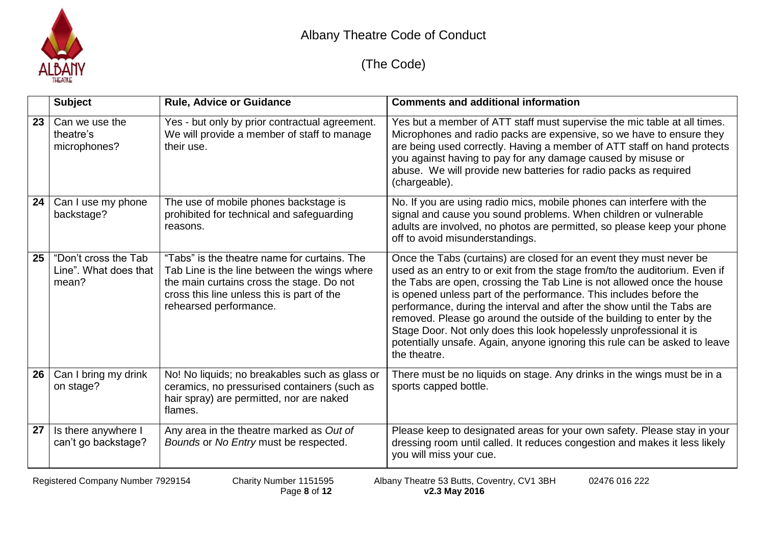# Albany Theatre Code of Conduct

(The Code)

| | Subject | Rule, Advice or Guidance | Comments and additional information |
|---|---|---|---|
| **23** | Can we use the theatre's microphones? | Yes - but only by prior contractual agreement. We will provide a member of staff to manage their use. | Yes but a member of ATT staff must supervise the mic table at all times. Microphones and radio packs are expensive, so we have to ensure they are being used correctly. Having a member of ATT staff on hand protects you against having to pay for any damage caused by misuse or abuse. We will provide new batteries for radio packs as required (chargeable). |
| **24** | Can I use my phone backstage? | The use of mobile phones backstage is prohibited for technical and safeguarding reasons. | No. If you are using radio mics, mobile phones can interfere with the signal and cause you sound problems. When children or vulnerable adults are involved, no photos are permitted, so please keep your phone off to avoid misunderstandings. |
| **25** | "Don't cross the Tab Line". What does that mean? | "Tabs" is the theatre name for curtains. The Tab Line is the line between the wings where the main curtains cross the stage. Do not cross this line unless this is part of the rehearsed performance. | Once the Tabs (curtains) are closed for an event they must never be used as an entry to or exit from the stage from/to the auditorium. Even if the Tabs are open, crossing the Tab Line is not allowed once the house is opened unless part of the performance. This includes before the performance, during the interval and after the show until the Tabs are removed. Please go around the outside of the building to enter by the Stage Door. Not only does this look hopelessly unprofessional it is potentially unsafe. Again, anyone ignoring this rule can be asked to leave the theatre. |
| **26** | Can I bring my drink on stage? | No! No liquids; no breakables such as glass or ceramics, no pressurised containers (such as hair spray) are permitted, nor are naked flames. | There must be no liquids on stage. Any drinks in the wings must be in a sports capped bottle. |
| **27** | Is there anywhere I can't go backstage? | Any area in the theatre marked as *Out of Bounds* or *No Entry* must be respected. | Please keep to designated areas for your own safety. Please stay in your dressing room until called. It reduces congestion and makes it less likely you will miss your cue. |

Registered Company Number 7929154 Charity Number 1151595 Albany Theatre 53 Butts, Coventry, CV1 3BH 02476 016 222 **v2.3 May 2016**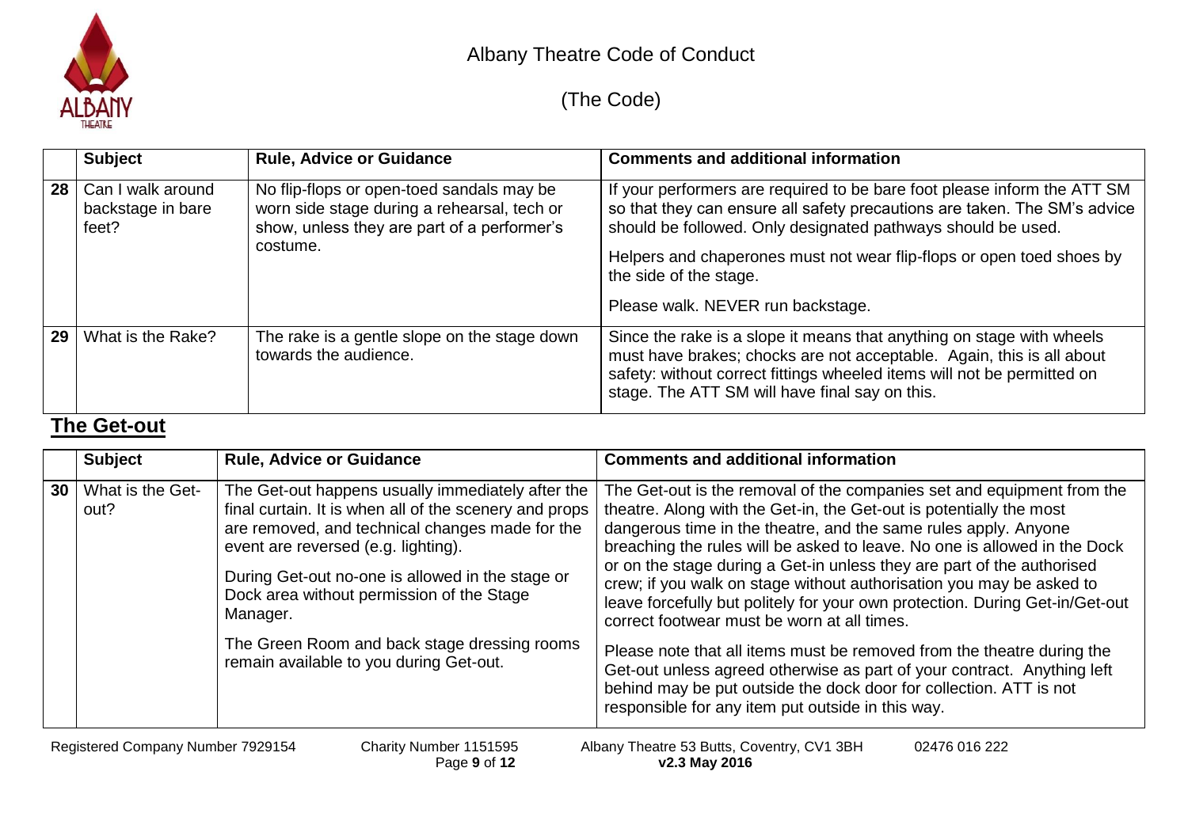# Albany Theatre Code of Conduct

(The Code)

|  | Subject | Rule, Advice or Guidance | Comments and additional information |
|---|---|---|---|
| 28 | Can I walk around backstage in bare feet? | No flip-flops or open-toed sandals may be worn side stage during a rehearsal, tech or show, unless they are part of a performer's costume. | If your performers are required to be bare foot please inform the ATT SM so that they can ensure all safety precautions are taken. The SM's advice should be followed. Only designated pathways should be used.<br><br>Helpers and chaperones must not wear flip-flops or open toed shoes by the side of the stage.<br><br>Please walk. NEVER run backstage. |
| 29 | What is the Rake? | The rake is a gentle slope on the stage down towards the audience. | Since the rake is a slope it means that anything on stage with wheels must have brakes; chocks are not acceptable. Again, this is all about safety: without correct fittings wheeled items will not be permitted on stage. The ATT SM will have final say on this. |

## The Get-out

|  | Subject | Rule, Advice or Guidance | Comments and additional information |
|---|---|---|---|
| 30 | What is the Get-out? | The Get-out happens usually immediately after the final curtain. It is when all of the scenery and props are removed, and technical changes made for the event are reversed (e.g. lighting).<br><br>During Get-out no-one is allowed in the stage or Dock area without permission of the Stage Manager.<br><br>The Green Room and back stage dressing rooms remain available to you during Get-out. | The Get-out is the removal of the companies set and equipment from the theatre. Along with the Get-in, the Get-out is potentially the most dangerous time in the theatre, and the same rules apply. Anyone breaching the rules will be asked to leave. No one is allowed in the Dock or on the stage during a Get-in unless they are part of the authorised crew; if you walk on stage without authorisation you may be asked to leave forcefully but politely for your own protection. During Get-in/Get-out correct footwear must be worn at all times.<br><br>Please note that all items must be removed from the theatre during the Get-out unless agreed otherwise as part of your contract. Anything left behind may be put outside the dock door for collection. ATT is not responsible for any item put outside in this way. |

Registered Company Number 7929154 Charity Number 1151595 Albany Theatre 53 Butts, Coventry, CV1 3BH 02476 016 222 **v2.3 May 2016**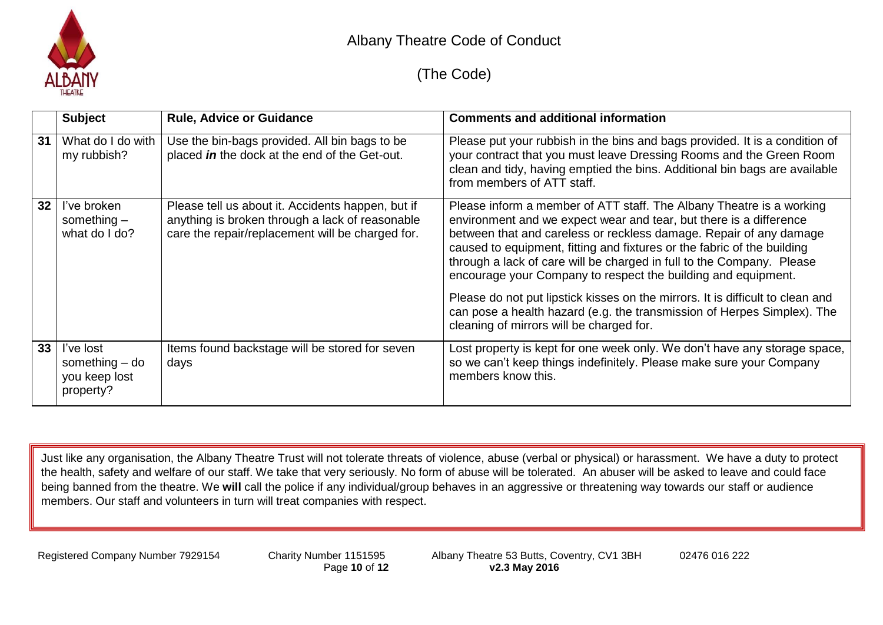# Albany Theatre Code of Conduct

(The Code)

| | Subject | Rule, Advice or Guidance | Comments and additional information |
|---|---|---|---|
| **31** | What do I do with my rubbish? | Use the bin-bags provided. All bin bags to be placed ***in*** the dock at the end of the Get-out. | Please put your rubbish in the bins and bags provided. It is a condition of your contract that you must leave Dressing Rooms and the Green Room clean and tidy, having emptied the bins. Additional bin bags are available from members of ATT staff. |
| **32** | I've broken something – what do I do? | Please tell us about it. Accidents happen, but if anything is broken through a lack of reasonable care the repair/replacement will be charged for. | Please inform a member of ATT staff. The Albany Theatre is a working environment and we expect wear and tear, but there is a difference between that and careless or reckless damage. Repair of any damage caused to equipment, fitting and fixtures or the fabric of the building through a lack of care will be charged in full to the Company. Please encourage your Company to respect the building and equipment.<br><br>Please do not put lipstick kisses on the mirrors. It is difficult to clean and can pose a health hazard (e.g. the transmission of Herpes Simplex). The cleaning of mirrors will be charged for. |
| **33** | I've lost something – do you keep lost property? | Items found backstage will be stored for seven days | Lost property is kept for one week only. We don't have any storage space, so we can't keep things indefinitely. Please make sure your Company members know this. |

Just like any organisation, the Albany Theatre Trust will not tolerate threats of violence, abuse (verbal or physical) or harassment. We have a duty to protect the health, safety and welfare of our staff. We take that very seriously. No form of abuse will be tolerated. An abuser will be asked to leave and could face being banned from the theatre. We **will** call the police if any individual/group behaves in an aggressive or threatening way towards our staff or audience members. Our staff and volunteers in turn will treat companies with respect.

Registered Company Number 7929154 Charity Number 1151595 Albany Theatre 53 Butts, Coventry, CV1 3BH 02476 016 222

**v2.3 May 2016**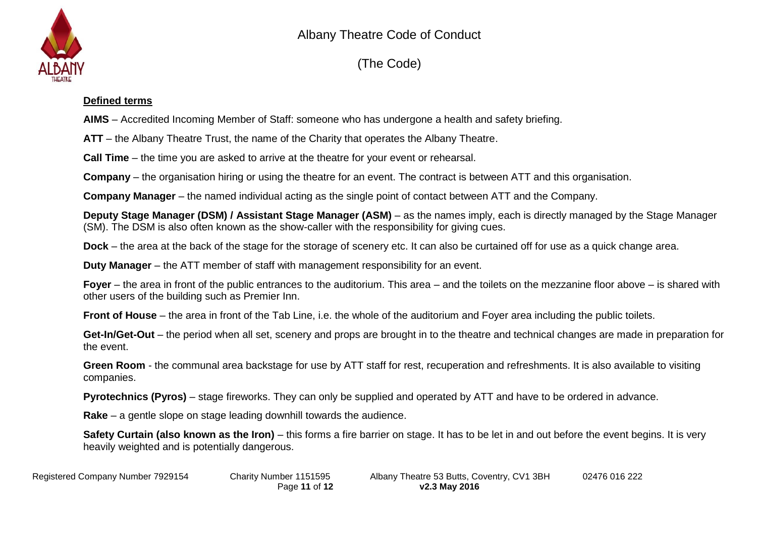## Defined terms

**AIMS** – Accredited Incoming Member of Staff: someone who has undergone a health and safety briefing.

**ATT** – the Albany Theatre Trust, the name of the Charity that operates the Albany Theatre.

**Call Time** – the time you are asked to arrive at the theatre for your event or rehearsal.

**Company** – the organisation hiring or using the theatre for an event. The contract is between ATT and this organisation.

**Company Manager** – the named individual acting as the single point of contact between ATT and the Company.

**Deputy Stage Manager (DSM) / Assistant Stage Manager (ASM)** – as the names imply, each is directly managed by the Stage Manager (SM). The DSM is also often known as the show-caller with the responsibility for giving cues.

**Dock** – the area at the back of the stage for the storage of scenery etc. It can also be curtained off for use as a quick change area.

**Duty Manager** – the ATT member of staff with management responsibility for an event.

**Foyer** – the area in front of the public entrances to the auditorium. This area – and the toilets on the mezzanine floor above – is shared with other users of the building such as Premier Inn.

**Front of House** – the area in front of the Tab Line, i.e. the whole of the auditorium and Foyer area including the public toilets.

**Get-In/Get-Out** – the period when all set, scenery and props are brought in to the theatre and technical changes are made in preparation for the event.

**Green Room** - the communal area backstage for use by ATT staff for rest, recuperation and refreshments. It is also available to visiting companies.

**Pyrotechnics (Pyros)** – stage fireworks. They can only be supplied and operated by ATT and have to be ordered in advance.

**Rake** – a gentle slope on stage leading downhill towards the audience.

**Safety Curtain (also known as the Iron)** – this forms a fire barrier on stage. It has to be let in and out before the event begins. It is very heavily weighted and is potentially dangerous.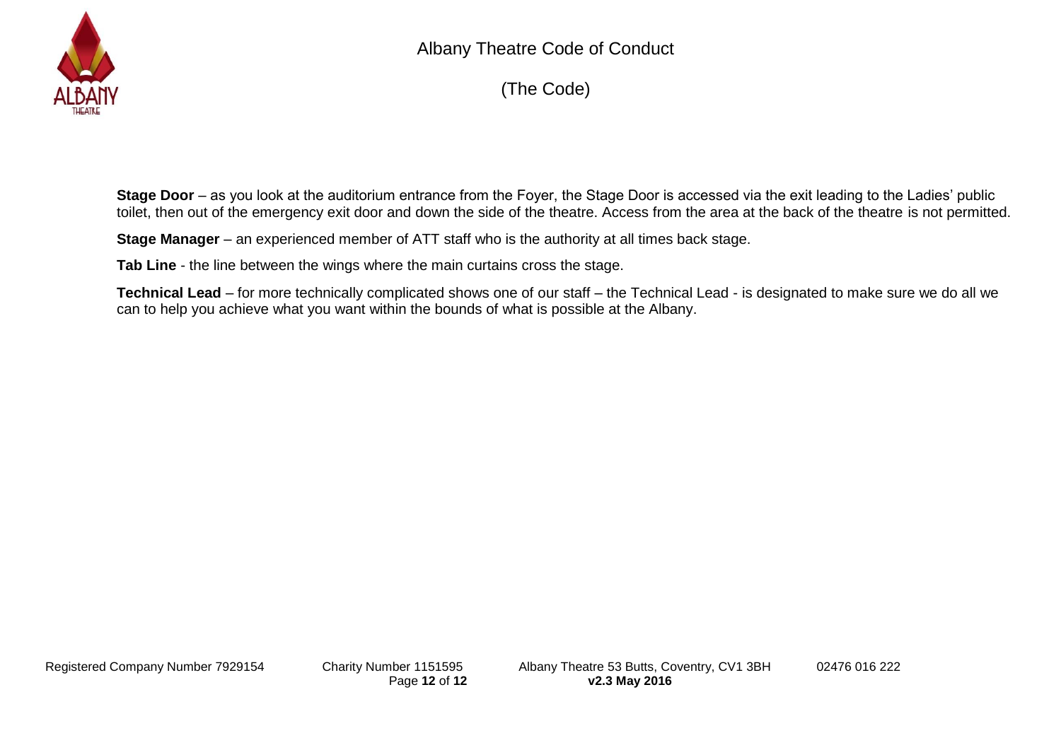**Stage Door** – as you look at the auditorium entrance from the Foyer, the Stage Door is accessed via the exit leading to the Ladies' public toilet, then out of the emergency exit door and down the side of the theatre. Access from the area at the back of the theatre is not permitted.

**Stage Manager** – an experienced member of ATT staff who is the authority at all times back stage.

**Tab Line** - the line between the wings where the main curtains cross the stage.

**Technical Lead** – for more technically complicated shows one of our staff – the Technical Lead - is designated to make sure we do all we can to help you achieve what you want within the bounds of what is possible at the Albany.